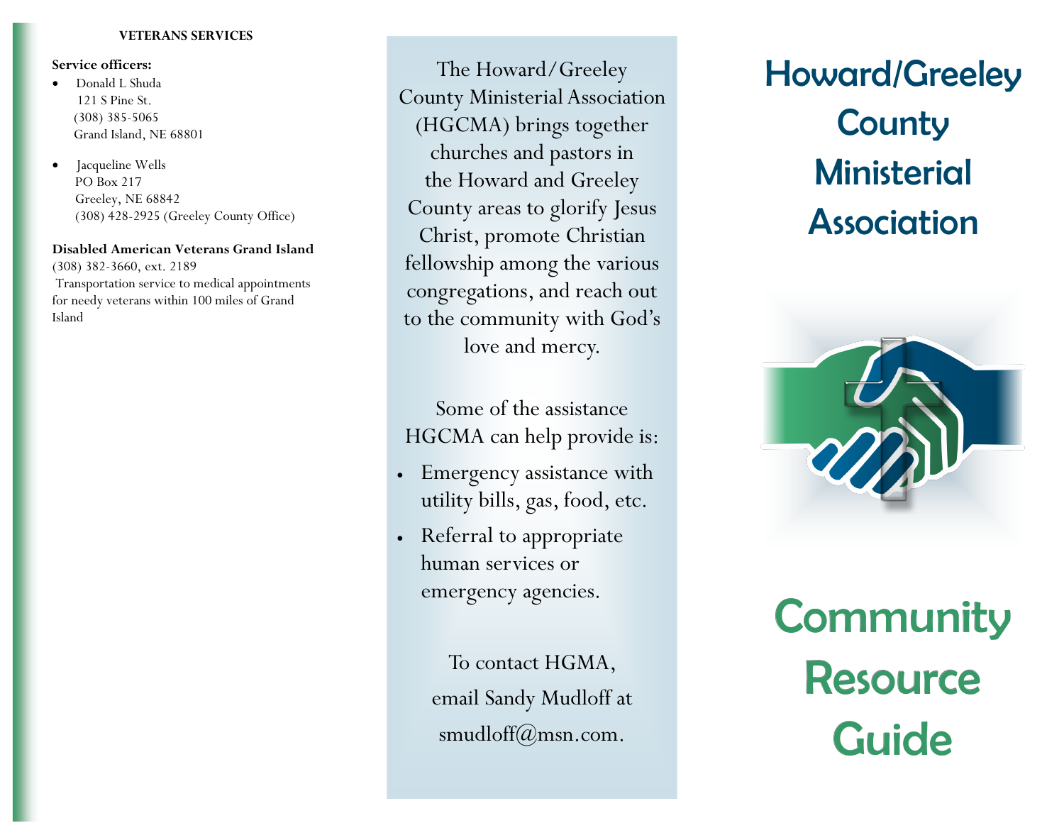## VETERANS SERVICES

**Service officers:**

- Donald L Shuda
  121 S Pine St.
  (308) 385-5065
  Grand Island, NE 68801
- Jacqueline Wells
  PO Box 217
  Greeley, NE 68842
  (308) 428-2925 (Greeley County Office)

**Disabled American Veterans Grand Island**
(308) 382-3660, ext. 2189
Transportation service to medical appointments for needy veterans within 100 miles of Grand Island

The Howard/Greeley County Ministerial Association (HGCMA) brings together churches and pastors in the Howard and Greeley County areas to glorify Jesus Christ, promote Christian fellowship among the various congregations, and reach out to the community with God's love and mercy.

Some of the assistance HGCMA can help provide is:

- Emergency assistance with utility bills, gas, food, etc.
- Referral to appropriate human services or emergency agencies.

To contact HGMA, email Sandy Mudloff at smudloff@msn.com.

# Howard/Greeley County Ministerial Association

# Community Resource Guide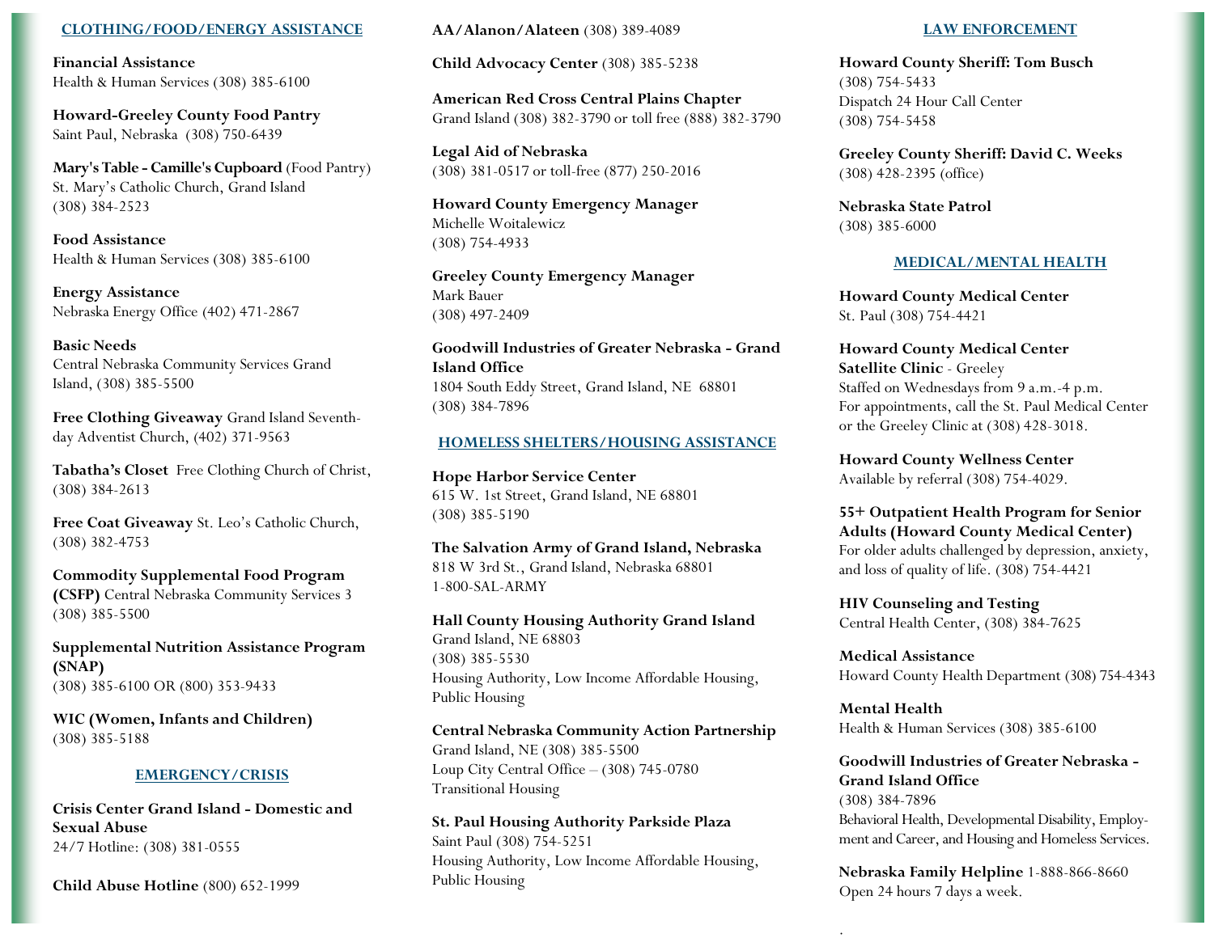## CLOTHING/FOOD/ENERGY ASSISTANCE

**Financial Assistance**
Health & Human Services (308) 385-6100

**Howard-Greeley County Food Pantry**
Saint Paul, Nebraska (308) 750-6439

**Mary's Table - Camille's Cupboard** (Food Pantry)
St. Mary's Catholic Church, Grand Island
(308) 384-2523

**Food Assistance**
Health & Human Services (308) 385-6100

**Energy Assistance**
Nebraska Energy Office (402) 471-2867

**Basic Needs**
Central Nebraska Community Services Grand Island, (308) 385-5500

**Free Clothing Giveaway** Grand Island Seventh-day Adventist Church, (402) 371-9563

**Tabatha's Closet** Free Clothing Church of Christ, (308) 384-2613

**Free Coat Giveaway** St. Leo's Catholic Church, (308) 382-4753

**Commodity Supplemental Food Program (CSFP)** Central Nebraska Community Services 3 (308) 385-5500

**Supplemental Nutrition Assistance Program (SNAP)**
(308) 385-6100 OR (800) 353-9433

**WIC (Women, Infants and Children)**
(308) 385-5188

## EMERGENCY/CRISIS

**Crisis Center Grand Island - Domestic and Sexual Abuse**
24/7 Hotline: (308) 381-0555

**Child Abuse Hotline** (800) 652-1999

**AA/Alanon/Alateen** (308) 389-4089

**Child Advocacy Center** (308) 385-5238

**American Red Cross Central Plains Chapter**
Grand Island (308) 382-3790 or toll free (888) 382-3790

**Legal Aid of Nebraska**
(308) 381-0517 or toll-free (877) 250-2016

**Howard County Emergency Manager**
Michelle Woitalewicz
(308) 754-4933

**Greeley County Emergency Manager**
Mark Bauer
(308) 497-2409

**Goodwill Industries of Greater Nebraska - Grand Island Office**
1804 South Eddy Street, Grand Island, NE 68801
(308) 384-7896

## HOMELESS SHELTERS/HOUSING ASSISTANCE

**Hope Harbor Service Center**
615 W. 1st Street, Grand Island, NE 68801
(308) 385-5190

**The Salvation Army of Grand Island, Nebraska**
818 W 3rd St., Grand Island, Nebraska 68801
1-800-SAL-ARMY

**Hall County Housing Authority Grand Island**
Grand Island, NE 68803
(308) 385-5530
Housing Authority, Low Income Affordable Housing, Public Housing

**Central Nebraska Community Action Partnership**
Grand Island, NE (308) 385-5500
Loup City Central Office – (308) 745-0780
Transitional Housing

**St. Paul Housing Authority Parkside Plaza**
Saint Paul (308) 754-5251
Housing Authority, Low Income Affordable Housing, Public Housing

## LAW ENFORCEMENT

**Howard County Sheriff: Tom Busch**
(308) 754-5433
Dispatch 24 Hour Call Center
(308) 754-5458

**Greeley County Sheriff: David C. Weeks**
(308) 428-2395 (office)

**Nebraska State Patrol**
(308) 385-6000

## MEDICAL/MENTAL HEALTH

**Howard County Medical Center**
St. Paul (308) 754-4421

**Howard County Medical Center Satellite Clinic** - Greeley
Staffed on Wednesdays from 9 a.m.-4 p.m.
For appointments, call the St. Paul Medical Center or the Greeley Clinic at (308) 428-3018.

**Howard County Wellness Center**
Available by referral (308) 754-4029.

**55+ Outpatient Health Program for Senior Adults (Howard County Medical Center)**
For older adults challenged by depression, anxiety, and loss of quality of life. (308) 754-4421

**HIV Counseling and Testing**
Central Health Center, (308) 384-7625

**Medical Assistance**
Howard County Health Department (308) 754-4343

**Mental Health**
Health & Human Services (308) 385-6100

**Goodwill Industries of Greater Nebraska - Grand Island Office**
(308) 384-7896
Behavioral Health, Developmental Disability, Employment and Career, and Housing and Homeless Services.

**Nebraska Family Helpline** 1-888-866-8660
Open 24 hours 7 days a week.